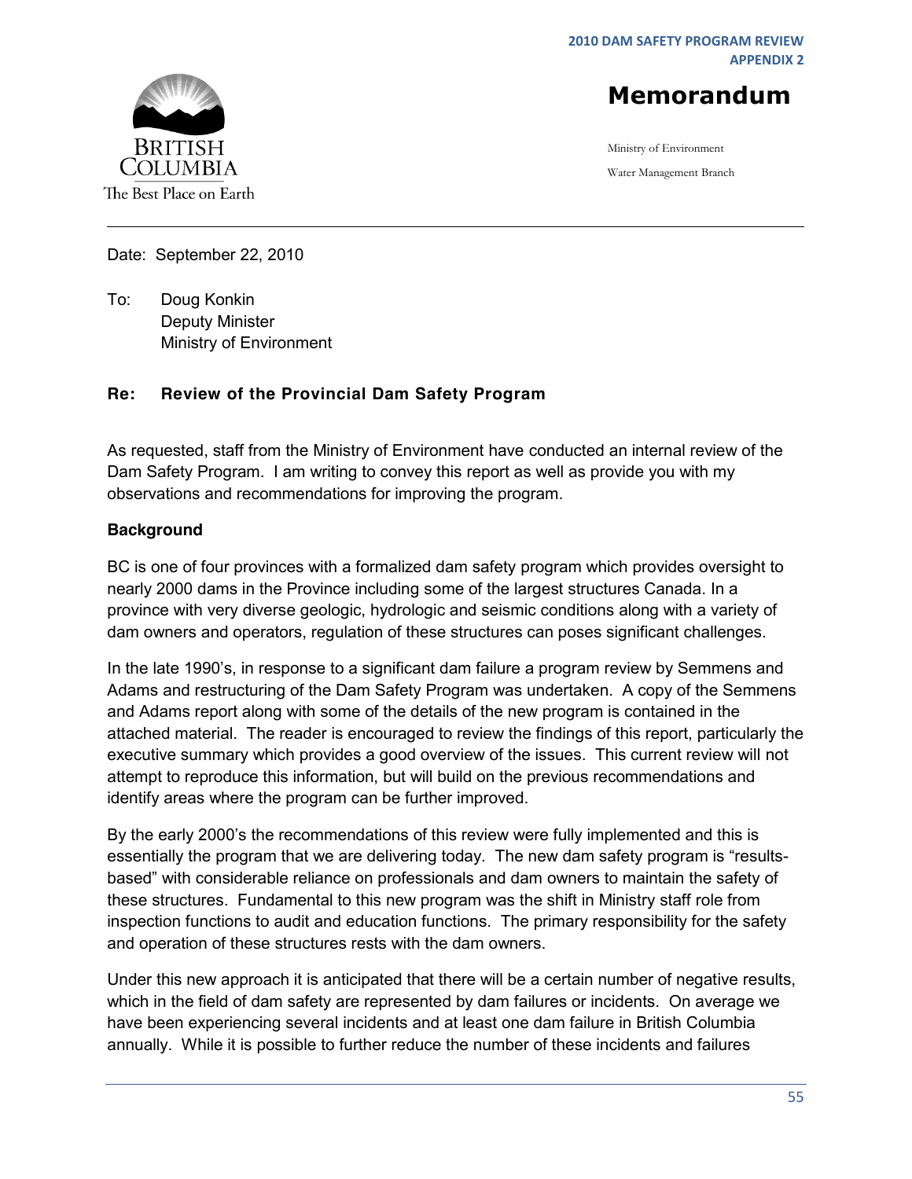BRITISH COLUMBIA
The Best Place on Earth

# Memorandum

Ministry of Environment

Water Management Branch

---

Date: September 22, 2010

To: Doug Konkin
Deputy Minister
Ministry of Environment

**Re: Review of the Provincial Dam Safety Program**

As requested, staff from the Ministry of Environment have conducted an internal review of the Dam Safety Program. I am writing to convey this report as well as provide you with my observations and recommendations for improving the program.

**Background**

BC is one of four provinces with a formalized dam safety program which provides oversight to nearly 2000 dams in the Province including some of the largest structures Canada. In a province with very diverse geologic, hydrologic and seismic conditions along with a variety of dam owners and operators, regulation of these structures can poses significant challenges.

In the late 1990's, in response to a significant dam failure a program review by Semmens and Adams and restructuring of the Dam Safety Program was undertaken. A copy of the Semmens and Adams report along with some of the details of the new program is contained in the attached material. The reader is encouraged to review the findings of this report, particularly the executive summary which provides a good overview of the issues. This current review will not attempt to reproduce this information, but will build on the previous recommendations and identify areas where the program can be further improved.

By the early 2000's the recommendations of this review were fully implemented and this is essentially the program that we are delivering today. The new dam safety program is "results-based" with considerable reliance on professionals and dam owners to maintain the safety of these structures. Fundamental to this new program was the shift in Ministry staff role from inspection functions to audit and education functions. The primary responsibility for the safety and operation of these structures rests with the dam owners.

Under this new approach it is anticipated that there will be a certain number of negative results, which in the field of dam safety are represented by dam failures or incidents. On average we have been experiencing several incidents and at least one dam failure in British Columbia annually. While it is possible to further reduce the number of these incidents and failures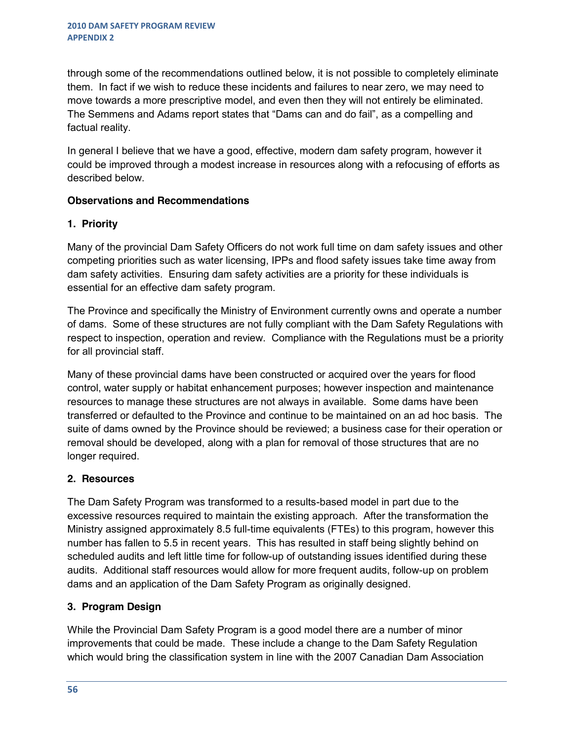through some of the recommendations outlined below, it is not possible to completely eliminate them. In fact if we wish to reduce these incidents and failures to near zero, we may need to move towards a more prescriptive model, and even then they will not entirely be eliminated. The Semmens and Adams report states that "Dams can and do fail", as a compelling and factual reality.

In general I believe that we have a good, effective, modern dam safety program, however it could be improved through a modest increase in resources along with a refocusing of efforts as described below.

**Observations and Recommendations**

**1. Priority**

Many of the provincial Dam Safety Officers do not work full time on dam safety issues and other competing priorities such as water licensing, IPPs and flood safety issues take time away from dam safety activities. Ensuring dam safety activities are a priority for these individuals is essential for an effective dam safety program.

The Province and specifically the Ministry of Environment currently owns and operate a number of dams. Some of these structures are not fully compliant with the Dam Safety Regulations with respect to inspection, operation and review. Compliance with the Regulations must be a priority for all provincial staff.

Many of these provincial dams have been constructed or acquired over the years for flood control, water supply or habitat enhancement purposes; however inspection and maintenance resources to manage these structures are not always in available. Some dams have been transferred or defaulted to the Province and continue to be maintained on an ad hoc basis. The suite of dams owned by the Province should be reviewed; a business case for their operation or removal should be developed, along with a plan for removal of those structures that are no longer required.

**2. Resources**

The Dam Safety Program was transformed to a results-based model in part due to the excessive resources required to maintain the existing approach. After the transformation the Ministry assigned approximately 8.5 full-time equivalents (FTEs) to this program, however this number has fallen to 5.5 in recent years. This has resulted in staff being slightly behind on scheduled audits and left little time for follow-up of outstanding issues identified during these audits. Additional staff resources would allow for more frequent audits, follow-up on problem dams and an application of the Dam Safety Program as originally designed.

**3. Program Design**

While the Provincial Dam Safety Program is a good model there are a number of minor improvements that could be made. These include a change to the Dam Safety Regulation which would bring the classification system in line with the 2007 Canadian Dam Association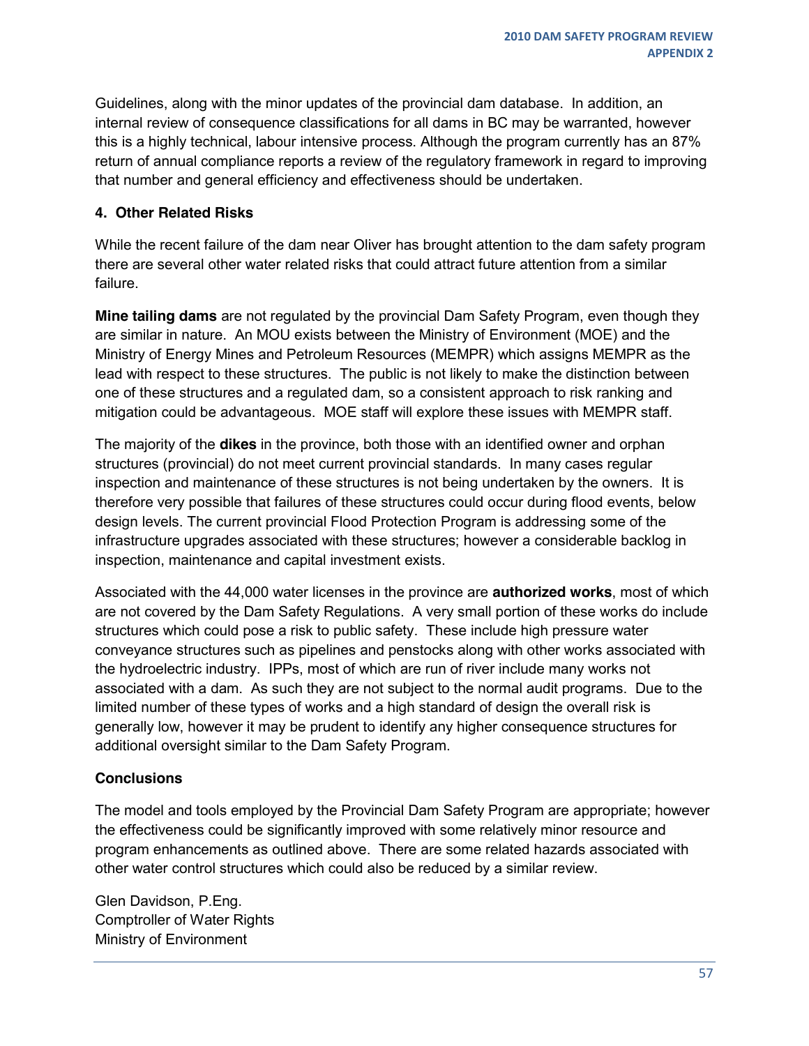Guidelines, along with the minor updates of the provincial dam database. In addition, an internal review of consequence classifications for all dams in BC may be warranted, however this is a highly technical, labour intensive process. Although the program currently has an 87% return of annual compliance reports a review of the regulatory framework in regard to improving that number and general efficiency and effectiveness should be undertaken.

## 4. Other Related Risks

While the recent failure of the dam near Oliver has brought attention to the dam safety program there are several other water related risks that could attract future attention from a similar failure.

**Mine tailing dams** are not regulated by the provincial Dam Safety Program, even though they are similar in nature. An MOU exists between the Ministry of Environment (MOE) and the Ministry of Energy Mines and Petroleum Resources (MEMPR) which assigns MEMPR as the lead with respect to these structures. The public is not likely to make the distinction between one of these structures and a regulated dam, so a consistent approach to risk ranking and mitigation could be advantageous. MOE staff will explore these issues with MEMPR staff.

The majority of the **dikes** in the province, both those with an identified owner and orphan structures (provincial) do not meet current provincial standards. In many cases regular inspection and maintenance of these structures is not being undertaken by the owners. It is therefore very possible that failures of these structures could occur during flood events, below design levels. The current provincial Flood Protection Program is addressing some of the infrastructure upgrades associated with these structures; however a considerable backlog in inspection, maintenance and capital investment exists.

Associated with the 44,000 water licenses in the province are **authorized works**, most of which are not covered by the Dam Safety Regulations. A very small portion of these works do include structures which could pose a risk to public safety. These include high pressure water conveyance structures such as pipelines and penstocks along with other works associated with the hydroelectric industry. IPPs, most of which are run of river include many works not associated with a dam. As such they are not subject to the normal audit programs. Due to the limited number of these types of works and a high standard of design the overall risk is generally low, however it may be prudent to identify any higher consequence structures for additional oversight similar to the Dam Safety Program.

## Conclusions

The model and tools employed by the Provincial Dam Safety Program are appropriate; however the effectiveness could be significantly improved with some relatively minor resource and program enhancements as outlined above. There are some related hazards associated with other water control structures which could also be reduced by a similar review.

Glen Davidson, P.Eng.
Comptroller of Water Rights
Ministry of Environment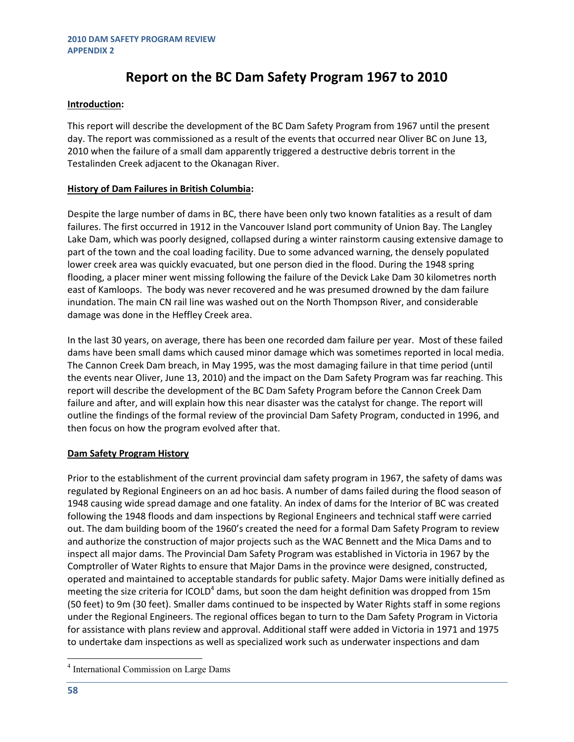# Report on the BC Dam Safety Program 1967 to 2010

**Introduction:**

This report will describe the development of the BC Dam Safety Program from 1967 until the present day. The report was commissioned as a result of the events that occurred near Oliver BC on June 13, 2010 when the failure of a small dam apparently triggered a destructive debris torrent in the Testalinden Creek adjacent to the Okanagan River.

**History of Dam Failures in British Columbia:**

Despite the large number of dams in BC, there have been only two known fatalities as a result of dam failures. The first occurred in 1912 in the Vancouver Island port community of Union Bay. The Langley Lake Dam, which was poorly designed, collapsed during a winter rainstorm causing extensive damage to part of the town and the coal loading facility. Due to some advanced warning, the densely populated lower creek area was quickly evacuated, but one person died in the flood. During the 1948 spring flooding, a placer miner went missing following the failure of the Devick Lake Dam 30 kilometres north east of Kamloops. The body was never recovered and he was presumed drowned by the dam failure inundation. The main CN rail line was washed out on the North Thompson River, and considerable damage was done in the Heffley Creek area.

In the last 30 years, on average, there has been one recorded dam failure per year. Most of these failed dams have been small dams which caused minor damage which was sometimes reported in local media. The Cannon Creek Dam breach, in May 1995, was the most damaging failure in that time period (until the events near Oliver, June 13, 2010) and the impact on the Dam Safety Program was far reaching. This report will describe the development of the BC Dam Safety Program before the Cannon Creek Dam failure and after, and will explain how this near disaster was the catalyst for change. The report will outline the findings of the formal review of the provincial Dam Safety Program, conducted in 1996, and then focus on how the program evolved after that.

**Dam Safety Program History**

Prior to the establishment of the current provincial dam safety program in 1967, the safety of dams was regulated by Regional Engineers on an ad hoc basis. A number of dams failed during the flood season of 1948 causing wide spread damage and one fatality. An index of dams for the Interior of BC was created following the 1948 floods and dam inspections by Regional Engineers and technical staff were carried out. The dam building boom of the 1960's created the need for a formal Dam Safety Program to review and authorize the construction of major projects such as the WAC Bennett and the Mica Dams and to inspect all major dams. The Provincial Dam Safety Program was established in Victoria in 1967 by the Comptroller of Water Rights to ensure that Major Dams in the province were designed, constructed, operated and maintained to acceptable standards for public safety. Major Dams were initially defined as meeting the size criteria for ICOLD[4] dams, but soon the dam height definition was dropped from 15m (50 feet) to 9m (30 feet). Smaller dams continued to be inspected by Water Rights staff in some regions under the Regional Engineers. The regional offices began to turn to the Dam Safety Program in Victoria for assistance with plans review and approval. Additional staff were added in Victoria in 1971 and 1975 to undertake dam inspections as well as specialized work such as underwater inspections and dam

[4] International Commission on Large Dams